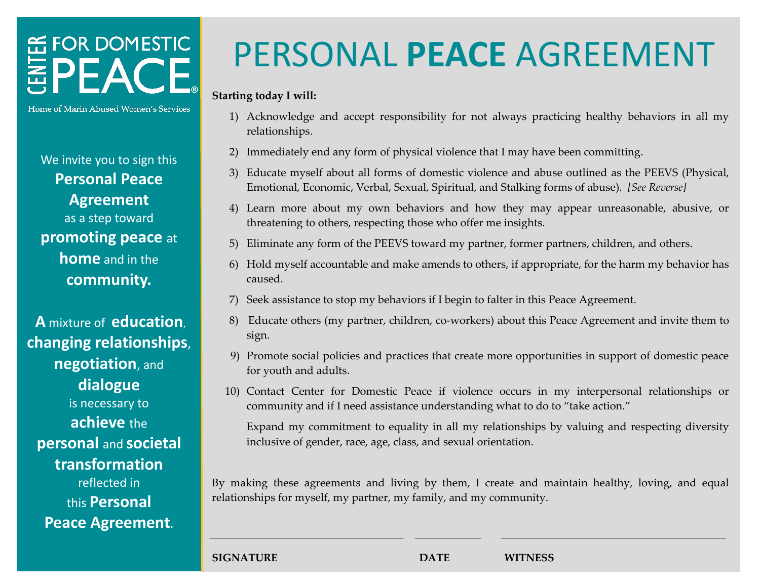CENTER FOR DOMESTIC PEACE®

Home of Marin Abused Women's Services

We invite you to sign this **Personal Peace Agreement** as a step toward **promoting peace** at **home** and in the **community.**

**A** mixture of **education**, **changing relationships**, **negotiation**, and **dialogue** is necessary to **achieve** the **personal** and **societal transformation** reflected in this **Personal Peace Agreement**.

# PERSONAL **PEACE** AGREEMENT

**Starting today I will:**

1) Acknowledge and accept responsibility for not always practicing healthy behaviors in all my relationships.
2) Immediately end any form of physical violence that I may have been committing.
3) Educate myself about all forms of domestic violence and abuse outlined as the PEEVS (Physical, Emotional, Economic, Verbal, Sexual, Spiritual, and Stalking forms of abuse). *[See Reverse]*
4) Learn more about my own behaviors and how they may appear unreasonable, abusive, or threatening to others, respecting those who offer me insights.
5) Eliminate any form of the PEEVS toward my partner, former partners, children, and others.
6) Hold myself accountable and make amends to others, if appropriate, for the harm my behavior has caused.
7) Seek assistance to stop my behaviors if I begin to falter in this Peace Agreement.
8) Educate others (my partner, children, co-workers) about this Peace Agreement and invite them to sign.
9) Promote social policies and practices that create more opportunities in support of domestic peace for youth and adults.
10) Contact Center for Domestic Peace if violence occurs in my interpersonal relationships or community and if I need assistance understanding what to do to "take action."

    Expand my commitment to equality in all my relationships by valuing and respecting diversity inclusive of gender, race, age, class, and sexual orientation.

By making these agreements and living by them, I create and maintain healthy, loving, and equal relationships for myself, my partner, my family, and my community.

\_\_\_\_\_\_\_\_\_\_\_\_\_\_\_\_\_\_\_\_ \_\_\_\_\_\_\_\_ \_\_\_\_\_\_\_\_\_\_\_\_\_\_\_\_\_\_\_\_

**SIGNATURE** **DATE** **WITNESS**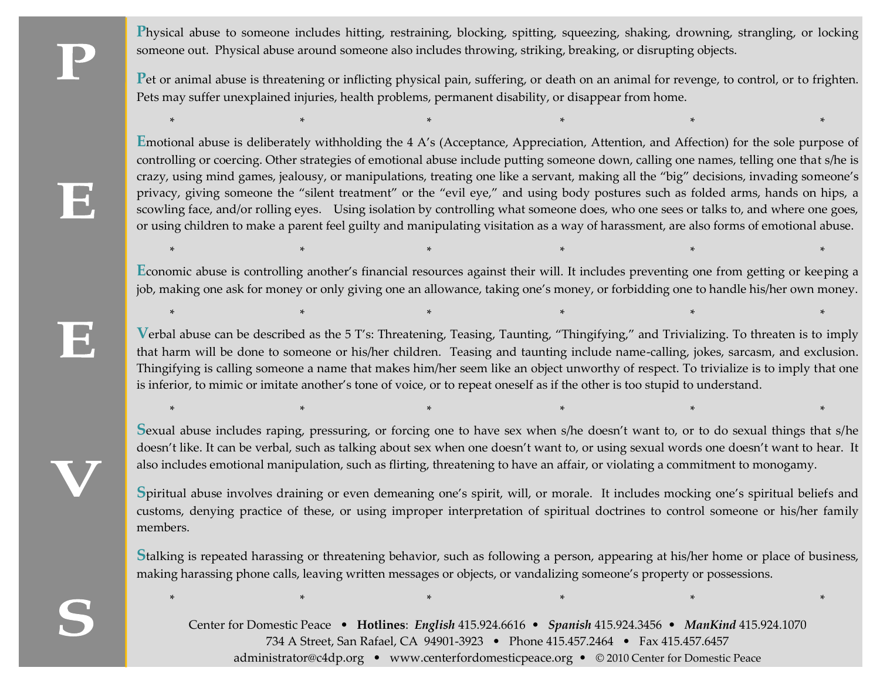**P**

**E**

**E**

**V**

**S**

**P**hysical abuse to someone includes hitting, restraining, blocking, spitting, squeezing, shaking, drowning, strangling, or locking someone out. Physical abuse around someone also includes throwing, striking, breaking, or disrupting objects.

**P**et or animal abuse is threatening or inflicting physical pain, suffering, or death on an animal for revenge, to control, or to frighten. Pets may suffer unexplained injuries, health problems, permanent disability, or disappear from home.

\* \* \* \* \* \*

**E**motional abuse is deliberately withholding the 4 A's (Acceptance, Appreciation, Attention, and Affection) for the sole purpose of controlling or coercing. Other strategies of emotional abuse include putting someone down, calling one names, telling one that s/he is crazy, using mind games, jealousy, or manipulations, treating one like a servant, making all the "big" decisions, invading someone's privacy, giving someone the "silent treatment" or the "evil eye," and using body postures such as folded arms, hands on hips, a scowling face, and/or rolling eyes. Using isolation by controlling what someone does, who one sees or talks to, and where one goes, or using children to make a parent feel guilty and manipulating visitation as a way of harassment, are also forms of emotional abuse.

\* \* \* \* \* \*

**E**conomic abuse is controlling another's financial resources against their will. It includes preventing one from getting or keeping a job, making one ask for money or only giving one an allowance, taking one's money, or forbidding one to handle his/her own money.

\* \* \* \* \* \*

**V**erbal abuse can be described as the 5 T's: Threatening, Teasing, Taunting, "Thingifying," and Trivializing. To threaten is to imply that harm will be done to someone or his/her children. Teasing and taunting include name-calling, jokes, sarcasm, and exclusion. Thingifying is calling someone a name that makes him/her seem like an object unworthy of respect. To trivialize is to imply that one is inferior, to mimic or imitate another's tone of voice, or to repeat oneself as if the other is too stupid to understand.

\* \* \* \* \* \*

**S**exual abuse includes raping, pressuring, or forcing one to have sex when s/he doesn't want to, or to do sexual things that s/he doesn't like. It can be verbal, such as talking about sex when one doesn't want to, or using sexual words one doesn't want to hear. It also includes emotional manipulation, such as flirting, threatening to have an affair, or violating a commitment to monogamy.

**S**piritual abuse involves draining or even demeaning one's spirit, will, or morale. It includes mocking one's spiritual beliefs and customs, denying practice of these, or using improper interpretation of spiritual doctrines to control someone or his/her family members.

**S**talking is repeated harassing or threatening behavior, such as following a person, appearing at his/her home or place of business, making harassing phone calls, leaving written messages or objects, or vandalizing someone's property or possessions.

\* \* \* \* \* \*

Center for Domestic Peace • **Hotlines**: ***English*** 415.924.6616 • ***Spanish*** 415.924.3456 • ***ManKind*** 415.924.1070
734 A Street, San Rafael, CA 94901-3923 • Phone 415.457.2464 • Fax 415.457.6457
administrator@c4dp.org • www.centerfordomesticpeace.org • © 2010 Center for Domestic Peace